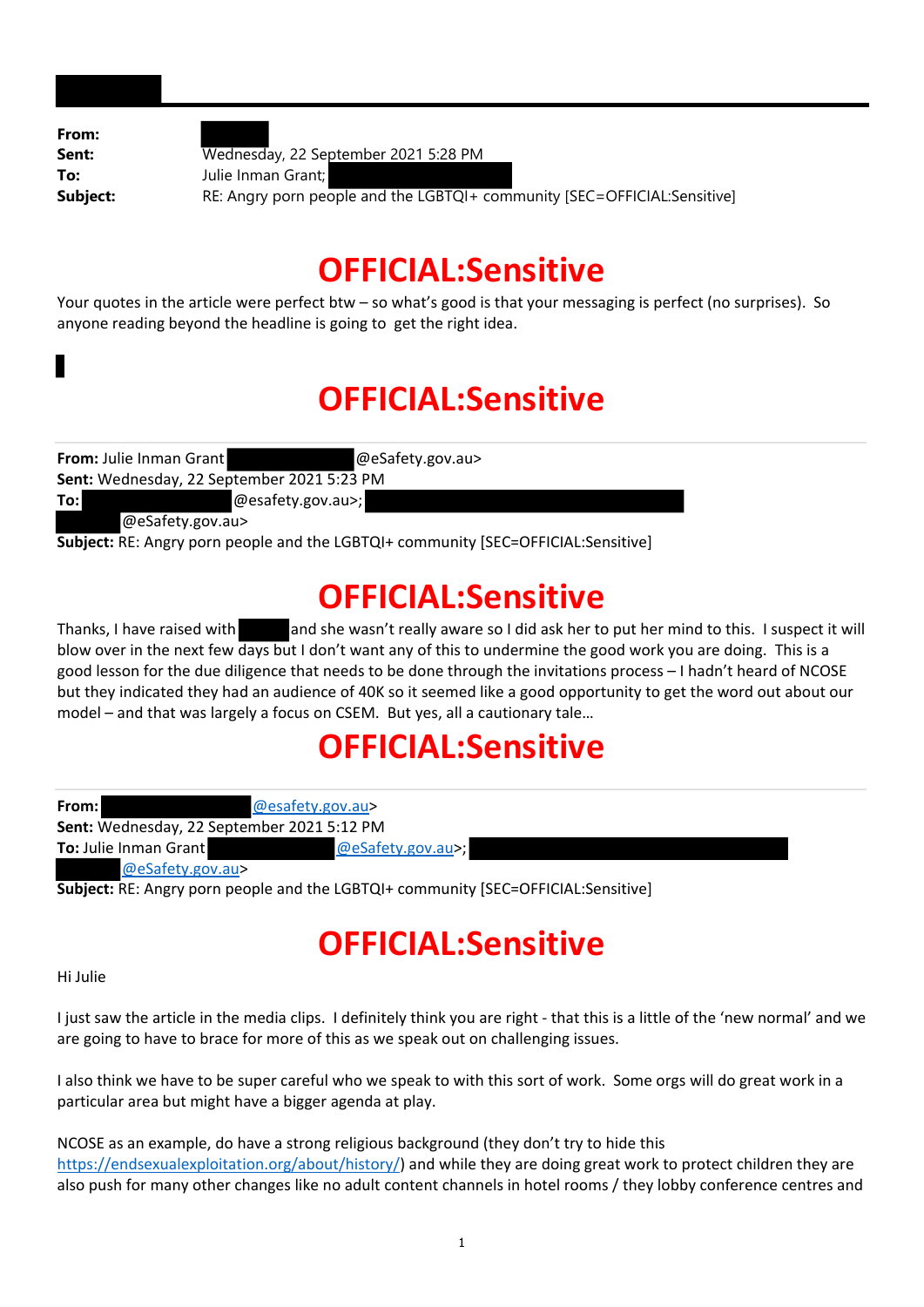**From:**
**Sent:** Wednesday, 22 September 2021 5:28 PM
**To:** Julie Inman Grant;
**Subject:** RE: Angry porn people and the LGBTQI+ community [SEC=OFFICIAL:Sensitive]

# OFFICIAL:Sensitive

Your quotes in the article were perfect btw – so what's good is that your messaging is perfect (no surprises). So anyone reading beyond the headline is going to get the right idea.

# OFFICIAL:Sensitive

---

**From:** Julie Inman Grant @eSafety.gov.au>
**Sent:** Wednesday, 22 September 2021 5:23 PM
**To:** @esafety.gov.au>; @eSafety.gov.au>
**Subject:** RE: Angry porn people and the LGBTQI+ community [SEC=OFFICIAL:Sensitive]

# OFFICIAL:Sensitive

Thanks, I have raised with and she wasn't really aware so I did ask her to put her mind to this. I suspect it will blow over in the next few days but I don't want any of this to undermine the good work you are doing. This is a good lesson for the due diligence that needs to be done through the invitations process – I hadn't heard of NCOSE but they indicated they had an audience of 40K so it seemed like a good opportunity to get the word out about our model – and that was largely a focus on CSEM. But yes, all a cautionary tale…

# OFFICIAL:Sensitive

---

**From:** @esafety.gov.au>
**Sent:** Wednesday, 22 September 2021 5:12 PM
**To:** Julie Inman Grant @eSafety.gov.au>; @eSafety.gov.au>
**Subject:** RE: Angry porn people and the LGBTQI+ community [SEC=OFFICIAL:Sensitive]

# OFFICIAL:Sensitive

Hi Julie

I just saw the article in the media clips. I definitely think you are right - that this is a little of the 'new normal' and we are going to have to brace for more of this as we speak out on challenging issues.

I also think we have to be super careful who we speak to with this sort of work. Some orgs will do great work in a particular area but might have a bigger agenda at play.

NCOSE as an example, do have a strong religious background (they don't try to hide this https://endsexualexploitation.org/about/history/) and while they are doing great work to protect children they are also push for many other changes like no adult content channels in hotel rooms / they lobby conference centres and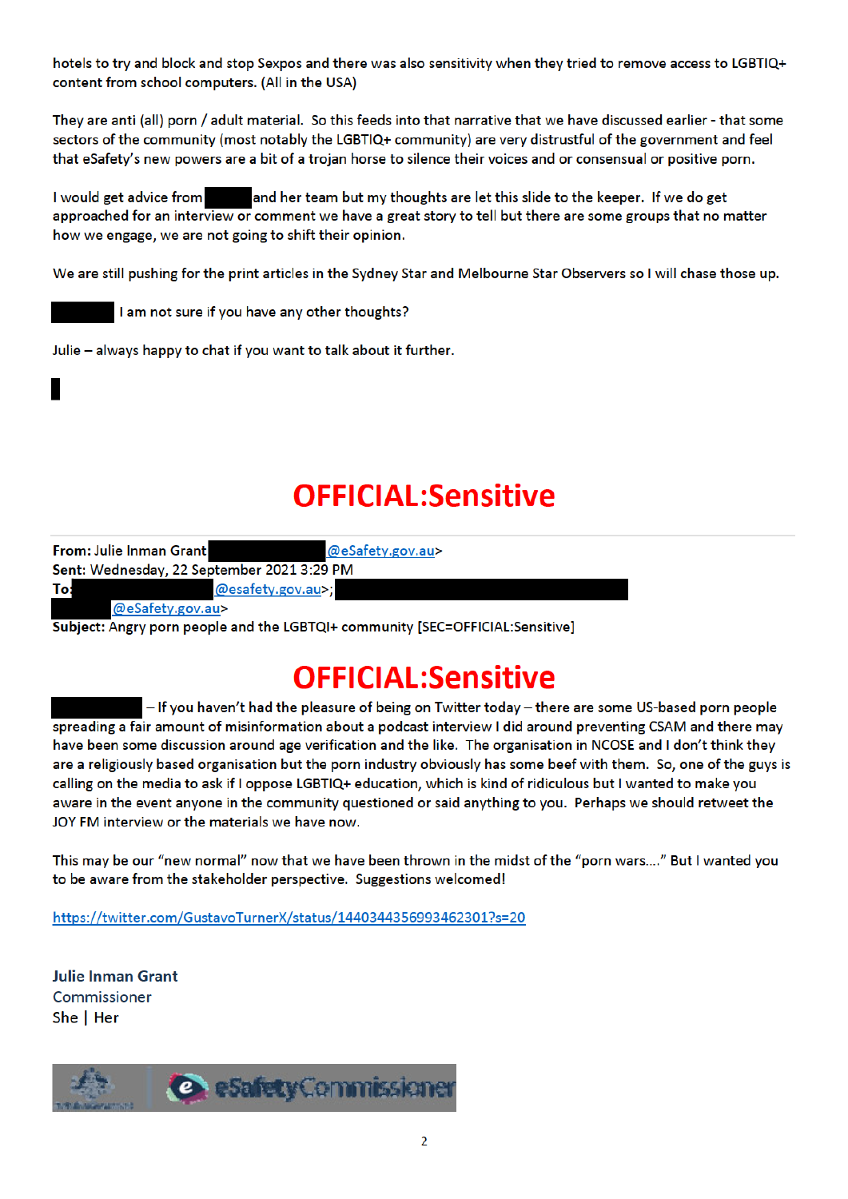hotels to try and block and stop Sexpos and there was also sensitivity when they tried to remove access to LGBTIQ+ content from school computers. (All in the USA)

They are anti (all) porn / adult material. So this feeds into that narrative that we have discussed earlier - that some sectors of the community (most notably the LGBTIQ+ community) are very distrustful of the government and feel that eSafety's new powers are a bit of a trojan horse to silence their voices and or consensual or positive porn.

I would get advice from ██████ and her team but my thoughts are let this slide to the keeper. If we do get approached for an interview or comment we have a great story to tell but there are some groups that no matter how we engage, we are not going to shift their opinion.

We are still pushing for the print articles in the Sydney Star and Melbourne Star Observers so I will chase those up.

██████ I am not sure if you have any other thoughts?

Julie – always happy to chat if you want to talk about it further.

█

**OFFICIAL:Sensitive**

---

**From:** Julie Inman Grant ██████████@eSafety.gov.au>
**Sent:** Wednesday, 22 September 2021 3:29 PM
**To:** ██████████@esafety.gov.au>; ██████████████████████ ██████@eSafety.gov.au>
**Subject:** Angry porn people and the LGBTQI+ community [SEC=OFFICIAL:Sensitive]

**OFFICIAL:Sensitive**

██████ – If you haven't had the pleasure of being on Twitter today – there are some US-based porn people spreading a fair amount of misinformation about a podcast interview I did around preventing CSAM and there may have been some discussion around age verification and the like. The organisation in NCOSE and I don't think they are a religiously based organisation but the porn industry obviously has some beef with them. So, one of the guys is calling on the media to ask if I oppose LGBTIQ+ education, which is kind of ridiculous but I wanted to make you aware in the event anyone in the community questioned or said anything to you. Perhaps we should retweet the JOY FM interview or the materials we have now.

This may be our "new normal" now that we have been thrown in the midst of the "porn wars…." But I wanted you to be aware from the stakeholder perspective. Suggestions welcomed!

https://twitter.com/GustavoTurnerX/status/1440344356993462301?s=20

**Julie Inman Grant**
Commissioner
She | Her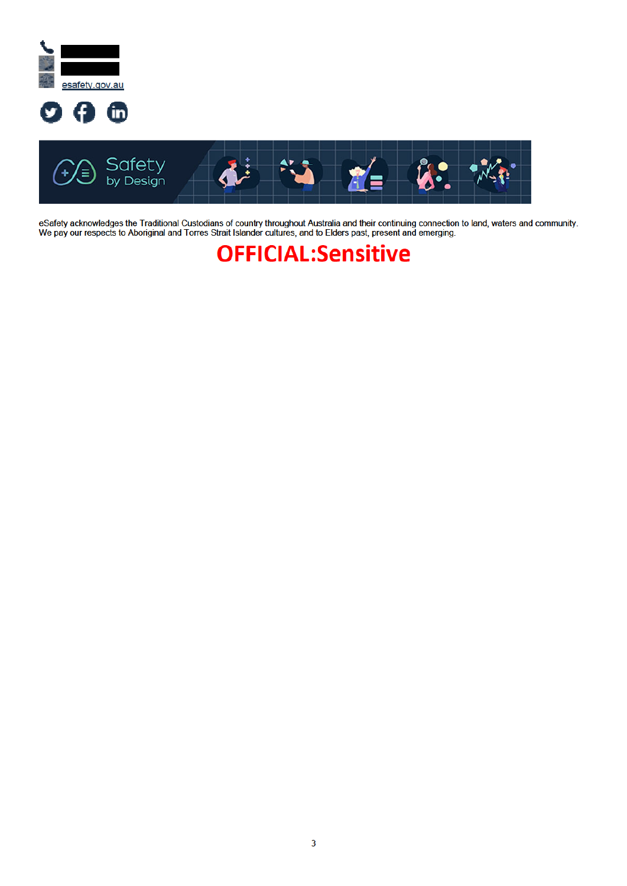esafety.gov.au

eSafety acknowledges the Traditional Custodians of country throughout Australia and their continuing connection to land, waters and community. We pay our respects to Aboriginal and Torres Strait Islander cultures, and to Elders past, present and emerging.

**OFFICIAL:Sensitive**